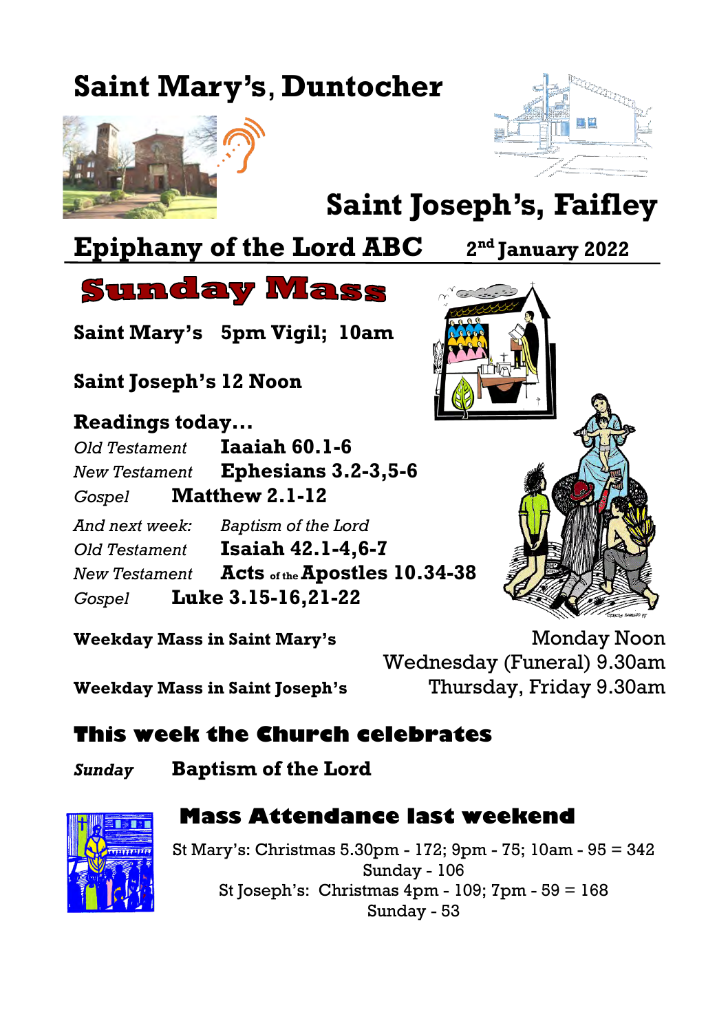# Saint Mary's, Duntocher

# Saint Joseph's, Faifley

## Epiphany of the Lord ABC — 2nd January 2022

## Sunday Mass

**Saint Mary's 5pm Vigil; 10am**

**Saint Joseph's 12 Noon**

### Readings today...

| | |
|---|---|
| *Old Testament* | **Iaaiah 60.1-6** |
| *New Testament* | **Ephesians 3.2-3,5-6** |
| *Gospel* | **Matthew 2.1-12** |
| *And next week:* | *Baptism of the Lord* |
| *Old Testament* | **Isaiah 42.1-4,6-7** |
| *New Testament* | **Acts of the Apostles 10.34-38** |
| *Gospel* | **Luke 3.15-16,21-22** |

**Weekday Mass in Saint Mary's** — Monday Noon; Wednesday (Funeral) 9.30am

**Weekday Mass in Saint Joseph's** — Thursday, Friday 9.30am

## This week the Church celebrates

*Sunday* **Baptism of the Lord**

## Mass Attendance last weekend

St Mary's: Christmas 5.30pm - 172; 9pm - 75; 10am - 95 = 342
Sunday - 106
St Joseph's: Christmas 4pm - 109; 7pm - 59 = 168
Sunday - 53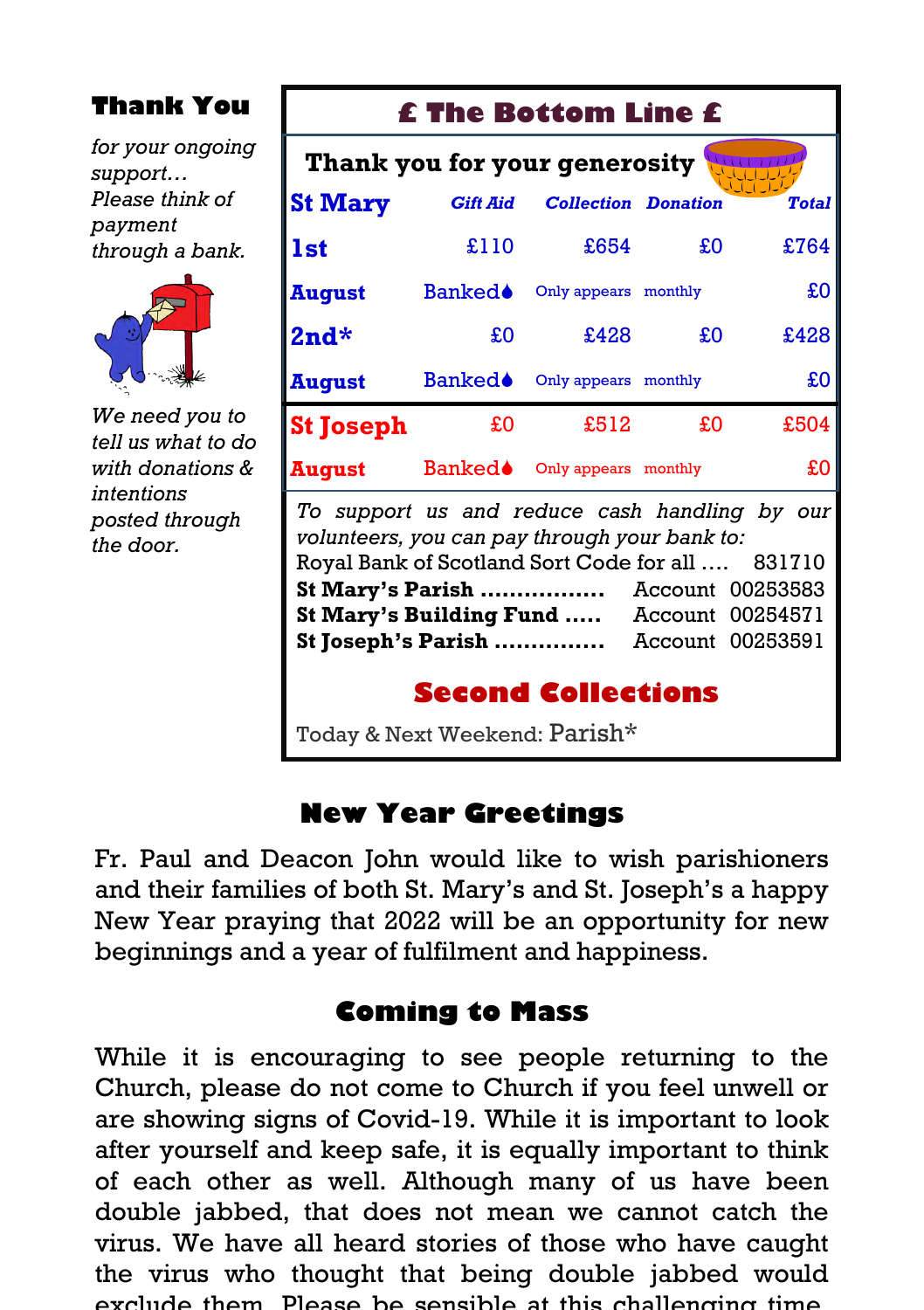### Thank You

*for your ongoing support… Please think of payment through a bank.*

*We need you to tell us what to do with donations & intentions posted through the door.*

## £ The Bottom Line £

**Thank you for your generosity**

| **St Mary** | *Gift Aid* | *Collection* | *Donation* | *Total* |
|---|---|---|---|---|
| **1st** | £110 | £654 | £0 | £764 |
| **August** | Banked♦ | Only appears | monthly | £0 |
| **2nd*** | £0 | £428 | £0 | £428 |
| **August** | Banked♦ | Only appears | monthly | £0 |
| **St Joseph** | £0 | £512 | £0 | £504 |
| **August** | Banked♦ | Only appears | monthly | £0 |

*To support us and reduce cash handling by our volunteers, you can pay through your bank to:*

Royal Bank of Scotland Sort Code for all …. 831710

**St Mary's Parish ……………..** Account 00253583

**St Mary's Building Fund …..** Account 00254571

**St Joseph's Parish ……………** Account 00253591

### Second Collections

Today & Next Weekend: Parish*

## New Year Greetings

Fr. Paul and Deacon John would like to wish parishioners and their families of both St. Mary's and St. Joseph's a happy New Year praying that 2022 will be an opportunity for new beginnings and a year of fulfilment and happiness.

## Coming to Mass

While it is encouraging to see people returning to the Church, please do not come to Church if you feel unwell or are showing signs of Covid-19. While it is important to look after yourself and keep safe, it is equally important to think of each other as well. Although many of us have been double jabbed, that does not mean we cannot catch the virus. We have all heard stories of those who have caught the virus who thought that being double jabbed would exclude them. Please be sensible at this challenging time.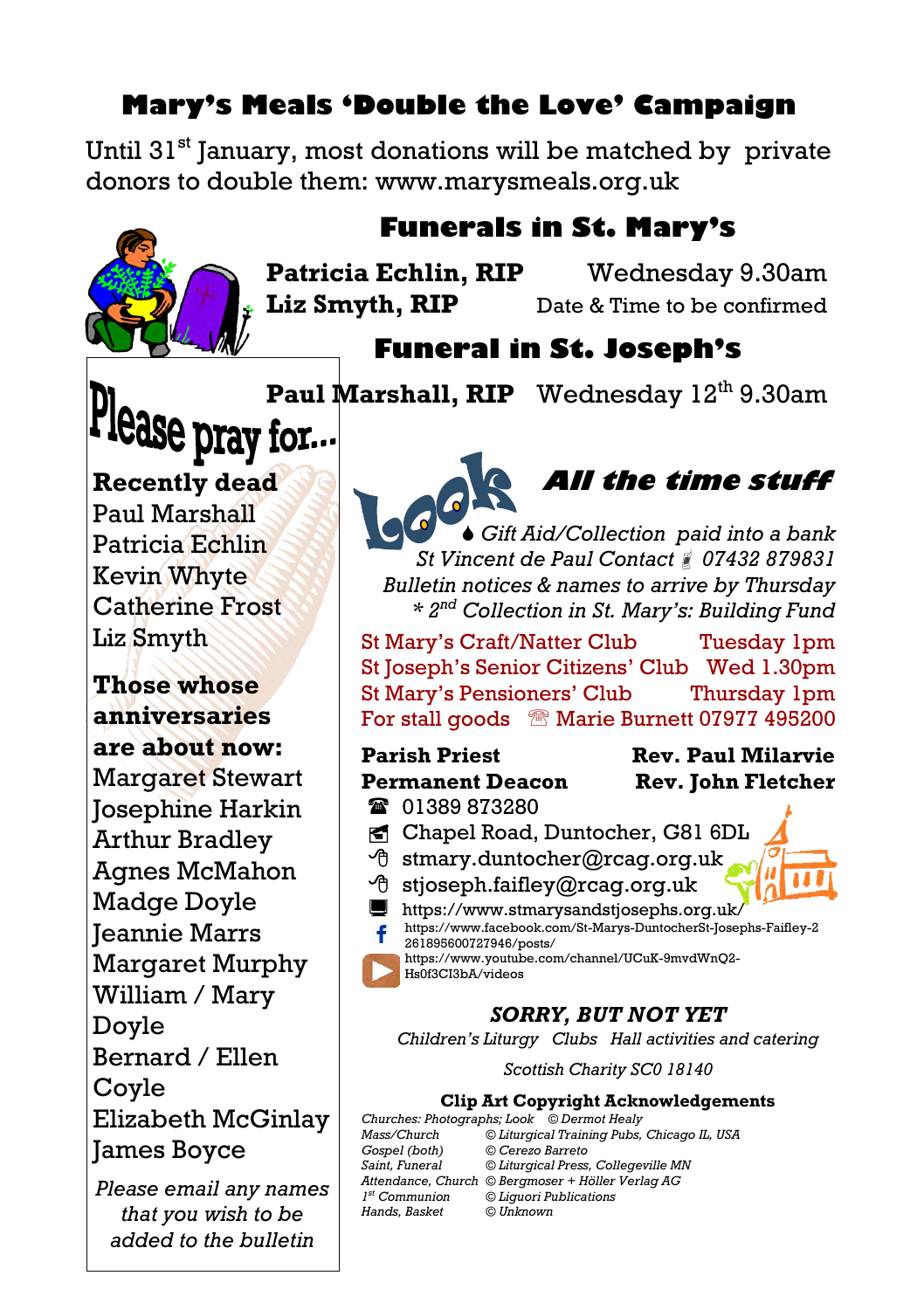## Mary's Meals 'Double the Love' Campaign

Until 31st January, most donations will be matched by private donors to double them: www.marysmeals.org.uk

## Funerals in St. Mary's

**Patricia Echlin, RIP** Wednesday 9.30am
**Liz Smyth, RIP** Date & Time to be confirmed

## Funeral in St. Joseph's

**Paul Marshall, RIP** Wednesday 12th 9.30am

## Please pray for...

**Recently dead**
Paul Marshall
Patricia Echlin
Kevin Whyte
Catherine Frost
Liz Smyth

**Those whose anniversaries are about now:**
Margaret Stewart
Josephine Harkin
Arthur Bradley
Agnes McMahon
Madge Doyle
Jeannie Marrs
Margaret Murphy
William / Mary Doyle
Bernard / Ellen Coyle
Elizabeth McGinlay
James Boyce

*Please email any names that you wish to be added to the bulletin*

## Look — *All the time stuff*

*Gift Aid/Collection paid into a bank*
*St Vincent de Paul Contact 07432 879831*
*Bulletin notices & names to arrive by Thursday*
*\* 2nd Collection in St. Mary's: Building Fund*

St Mary's Craft/Natter Club — Tuesday 1pm
St Joseph's Senior Citizens' Club — Wed 1.30pm
St Mary's Pensioners' Club — Thursday 1pm
For stall goods — Marie Burnett 07977 495200

**Parish Priest** — **Rev. Paul Milarvie**
**Permanent Deacon** — **Rev. John Fletcher**

01389 873280
Chapel Road, Duntocher, G81 6DL
stmary.duntocher@rcag.org.uk
stjoseph.faifley@rcag.org.uk
https://www.stmarysandstjosephs.org.uk/
https://www.facebook.com/St-Marys-DuntocherSt-Josephs-Faifley-2261895600727946/posts/
https://www.youtube.com/channel/UCuK-9mvdWnQ2-Hs0f3CI3bA/videos

### *SORRY, BUT NOT YET*

*Children's Liturgy Clubs Hall activities and catering*

*Scottish Charity SC0 18140*

**Clip Art Copyright Acknowledgements**

| | |
|---|---|
| *Churches: Photographs; Look* | *© Dermot Healy* |
| *Mass/Church* | *© Liturgical Training Pubs, Chicago IL, USA* |
| *Gospel (both)* | *© Cerezo Barreto* |
| *Saint, Funeral* | *© Liturgical Press, Collegeville MN* |
| *Attendance, Church* | *© Bergmoser + Höller Verlag AG* |
| *1st Communion* | *© Liguori Publications* |
| *Hands, Basket* | *© Unknown* |